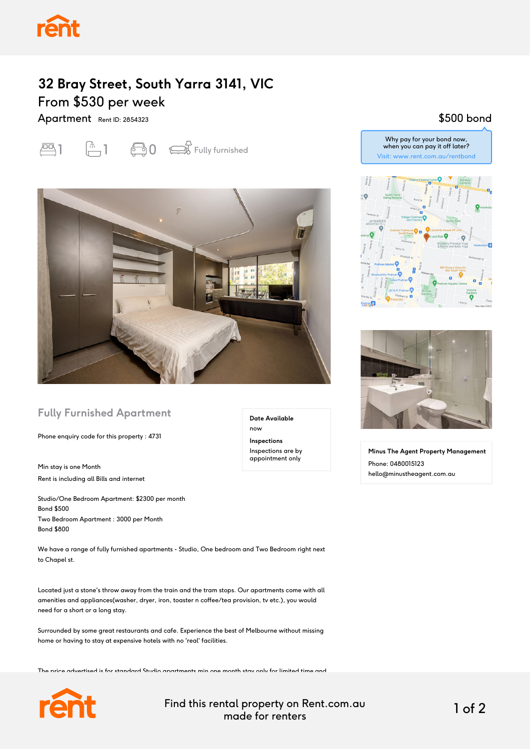# 32 Bray Street, South Yarra 3141, VIC

## From $530 per week

Apartment Rent ID: 2854323

1 bed · 1 bath · 0 car · Fully furnished

**$500 bond**

Why pay for your bond now, when you can pay it off later?
Visit: www.rent.com.au/rentbond

## Fully Furnished Apartment

**Date Available**
now

**Inspections**
Inspections are by appointment only

Phone enquiry code for this property : 4731

Min stay is one Month

Rent is including all Bills and internet

Studio/One Bedroom Apartment: $2300 per month
Bond $500
Two Bedroom Apartment : 3000 per Month
Bond $800

We have a range of fully furnished apartments - Studio, One bedroom and Two Bedroom right next to Chapel st.

Located just a stone's throw away from the train and the tram stops. Our apartments come with all amenities and appliances(washer, dryer, iron, toaster n coffee/tea provision, tv etc.), you would need for a short or a long stay.

Surrounded by some great restaurants and cafe. Experience the best of Melbourne without missing home or having to stay at expensive hotels with no 'real' facilities.

The price advertised is for standard Studio apartments min one month stay only for limited time and

**Minus The Agent Property Management**
Phone: 0480015123
hello@minustheagent.com.au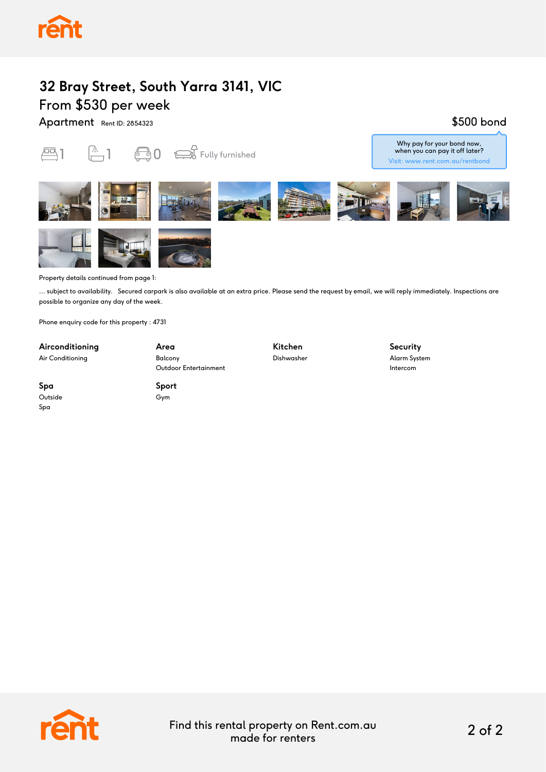# 32 Bray Street, South Yarra 3141, VIC

## From $530 per week

Apartment Rent ID: 2854323

$500 bond

Why pay for your bond now, when you can pay it off later?
Visit: www.rent.com.au/rentbond

1 1 0 Fully furnished

Property details continued from page 1:

... subject to availability. Secured carpark is also available at an extra price. Please send the request by email, we will reply immediately. Inspections are possible to organize any day of the week.

Phone enquiry code for this property : 4731

### Airconditioning
Air Conditioning

### Area
Balcony
Outdoor Entertainment

### Kitchen
Dishwasher

### Security
Alarm System
Intercom

### Spa
Outside
Spa

### Sport
Gym

Find this rental property on Rent.com.au
made for renters